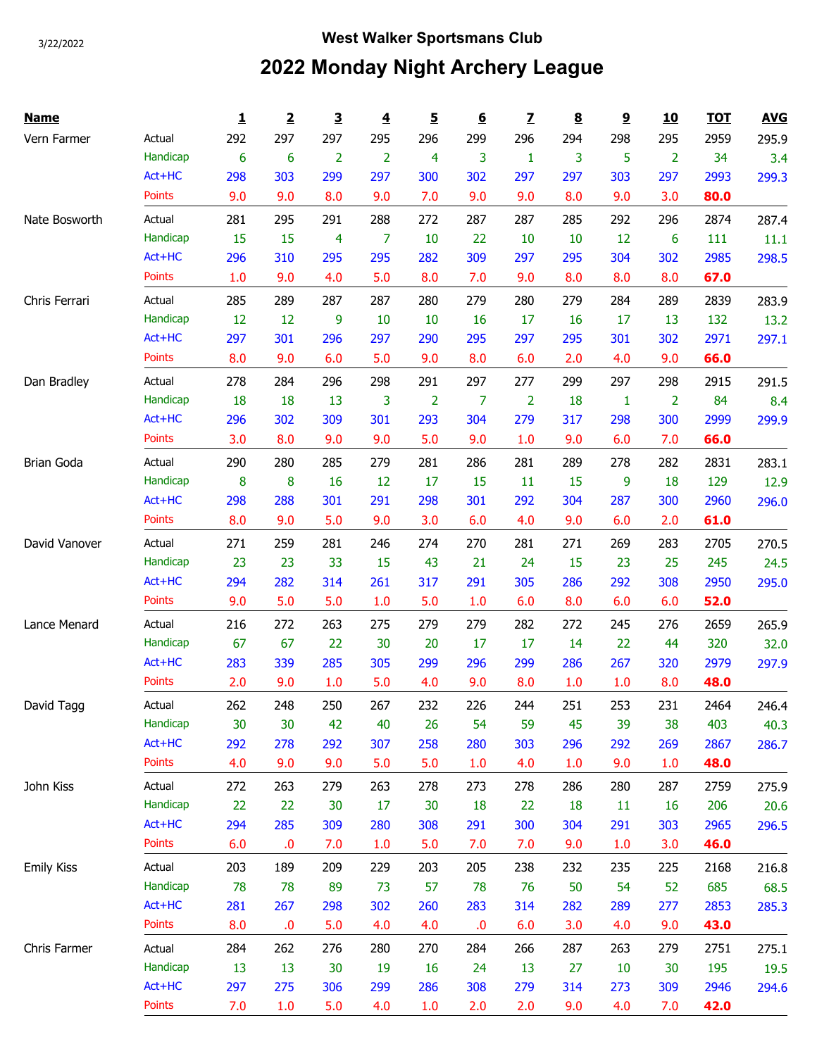3/22/2022

## West Walker Sportsmans Club

# 2022 Monday Night Archery League

| Name | | 1 | 2 | 3 | 4 | 5 | 6 | 7 | 8 | 9 | 10 | TOT | AVG |
|---|---|---|---|---|---|---|---|---|---|---|---|---|---|
| Vern Farmer | Actual | 292 | 297 | 297 | 295 | 296 | 299 | 296 | 294 | 298 | 295 | 2959 | 295.9 |
| | Handicap | 6 | 6 | 2 | 2 | 4 | 3 | 1 | 3 | 5 | 2 | 34 | 3.4 |
| | Act+HC | 298 | 303 | 299 | 297 | 300 | 302 | 297 | 297 | 303 | 297 | 2993 | 299.3 |
| | Points | 9.0 | 9.0 | 8.0 | 9.0 | 7.0 | 9.0 | 9.0 | 8.0 | 9.0 | 3.0 | **80.0** | |
| Nate Bosworth | Actual | 281 | 295 | 291 | 288 | 272 | 287 | 287 | 285 | 292 | 296 | 2874 | 287.4 |
| | Handicap | 15 | 15 | 4 | 7 | 10 | 22 | 10 | 10 | 12 | 6 | 111 | 11.1 |
| | Act+HC | 296 | 310 | 295 | 295 | 282 | 309 | 297 | 295 | 304 | 302 | 2985 | 298.5 |
| | Points | 1.0 | 9.0 | 4.0 | 5.0 | 8.0 | 7.0 | 9.0 | 8.0 | 8.0 | 8.0 | **67.0** | |
| Chris Ferrari | Actual | 285 | 289 | 287 | 287 | 280 | 279 | 280 | 279 | 284 | 289 | 2839 | 283.9 |
| | Handicap | 12 | 12 | 9 | 10 | 10 | 16 | 17 | 16 | 17 | 13 | 132 | 13.2 |
| | Act+HC | 297 | 301 | 296 | 297 | 290 | 295 | 297 | 295 | 301 | 302 | 2971 | 297.1 |
| | Points | 8.0 | 9.0 | 6.0 | 5.0 | 9.0 | 8.0 | 6.0 | 2.0 | 4.0 | 9.0 | **66.0** | |
| Dan Bradley | Actual | 278 | 284 | 296 | 298 | 291 | 297 | 277 | 299 | 297 | 298 | 2915 | 291.5 |
| | Handicap | 18 | 18 | 13 | 3 | 2 | 7 | 2 | 18 | 1 | 2 | 84 | 8.4 |
| | Act+HC | 296 | 302 | 309 | 301 | 293 | 304 | 279 | 317 | 298 | 300 | 2999 | 299.9 |
| | Points | 3.0 | 8.0 | 9.0 | 9.0 | 5.0 | 9.0 | 1.0 | 9.0 | 6.0 | 7.0 | **66.0** | |
| Brian Goda | Actual | 290 | 280 | 285 | 279 | 281 | 286 | 281 | 289 | 278 | 282 | 2831 | 283.1 |
| | Handicap | 8 | 8 | 16 | 12 | 17 | 15 | 11 | 15 | 9 | 18 | 129 | 12.9 |
| | Act+HC | 298 | 288 | 301 | 291 | 298 | 301 | 292 | 304 | 287 | 300 | 2960 | 296.0 |
| | Points | 8.0 | 9.0 | 5.0 | 9.0 | 3.0 | 6.0 | 4.0 | 9.0 | 6.0 | 2.0 | **61.0** | |
| David Vanover | Actual | 271 | 259 | 281 | 246 | 274 | 270 | 281 | 271 | 269 | 283 | 2705 | 270.5 |
| | Handicap | 23 | 23 | 33 | 15 | 43 | 21 | 24 | 15 | 23 | 25 | 245 | 24.5 |
| | Act+HC | 294 | 282 | 314 | 261 | 317 | 291 | 305 | 286 | 292 | 308 | 2950 | 295.0 |
| | Points | 9.0 | 5.0 | 5.0 | 1.0 | 5.0 | 1.0 | 6.0 | 8.0 | 6.0 | 6.0 | **52.0** | |
| Lance Menard | Actual | 216 | 272 | 263 | 275 | 279 | 279 | 282 | 272 | 245 | 276 | 2659 | 265.9 |
| | Handicap | 67 | 67 | 22 | 30 | 20 | 17 | 17 | 14 | 22 | 44 | 320 | 32.0 |
| | Act+HC | 283 | 339 | 285 | 305 | 299 | 296 | 299 | 286 | 267 | 320 | 2979 | 297.9 |
| | Points | 2.0 | 9.0 | 1.0 | 5.0 | 4.0 | 9.0 | 8.0 | 1.0 | 1.0 | 8.0 | **48.0** | |
| David Tagg | Actual | 262 | 248 | 250 | 267 | 232 | 226 | 244 | 251 | 253 | 231 | 2464 | 246.4 |
| | Handicap | 30 | 30 | 42 | 40 | 26 | 54 | 59 | 45 | 39 | 38 | 403 | 40.3 |
| | Act+HC | 292 | 278 | 292 | 307 | 258 | 280 | 303 | 296 | 292 | 269 | 2867 | 286.7 |
| | Points | 4.0 | 9.0 | 9.0 | 5.0 | 5.0 | 1.0 | 4.0 | 1.0 | 9.0 | 1.0 | **48.0** | |
| John Kiss | Actual | 272 | 263 | 279 | 263 | 278 | 273 | 278 | 286 | 280 | 287 | 2759 | 275.9 |
| | Handicap | 22 | 22 | 30 | 17 | 30 | 18 | 22 | 18 | 11 | 16 | 206 | 20.6 |
| | Act+HC | 294 | 285 | 309 | 280 | 308 | 291 | 300 | 304 | 291 | 303 | 2965 | 296.5 |
| | Points | 6.0 | .0 | 7.0 | 1.0 | 5.0 | 7.0 | 7.0 | 9.0 | 1.0 | 3.0 | **46.0** | |
| Emily Kiss | Actual | 203 | 189 | 209 | 229 | 203 | 205 | 238 | 232 | 235 | 225 | 2168 | 216.8 |
| | Handicap | 78 | 78 | 89 | 73 | 57 | 78 | 76 | 50 | 54 | 52 | 685 | 68.5 |
| | Act+HC | 281 | 267 | 298 | 302 | 260 | 283 | 314 | 282 | 289 | 277 | 2853 | 285.3 |
| | Points | 8.0 | .0 | 5.0 | 4.0 | 4.0 | .0 | 6.0 | 3.0 | 4.0 | 9.0 | **43.0** | |
| Chris Farmer | Actual | 284 | 262 | 276 | 280 | 270 | 284 | 266 | 287 | 263 | 279 | 2751 | 275.1 |
| | Handicap | 13 | 13 | 30 | 19 | 16 | 24 | 13 | 27 | 10 | 30 | 195 | 19.5 |
| | Act+HC | 297 | 275 | 306 | 299 | 286 | 308 | 279 | 314 | 273 | 309 | 2946 | 294.6 |
| | Points | 7.0 | 1.0 | 5.0 | 4.0 | 1.0 | 2.0 | 2.0 | 9.0 | 4.0 | 7.0 | **42.0** | |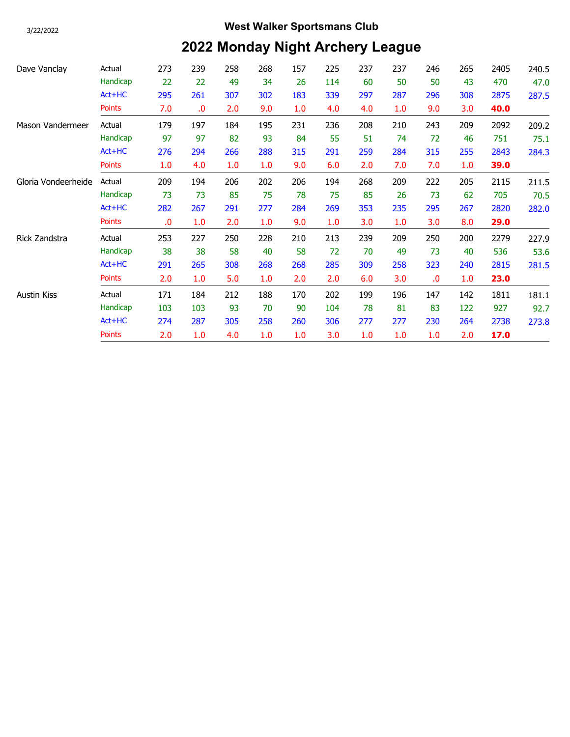3/22/2022

## West Walker Sportsmans Club

# 2022 Monday Night Archery League

| | | | | | | | | | | | | | |
|---|---|---|---|---|---|---|---|---|---|---|---|---|---|
| Dave Vanclay | Actual | 273 | 239 | 258 | 268 | 157 | 225 | 237 | 237 | 246 | 265 | 2405 | 240.5 |
| | Handicap | 22 | 22 | 49 | 34 | 26 | 114 | 60 | 50 | 50 | 43 | 470 | 47.0 |
| | Act+HC | 295 | 261 | 307 | 302 | 183 | 339 | 297 | 287 | 296 | 308 | 2875 | 287.5 |
| | Points | 7.0 | .0 | 2.0 | 9.0 | 1.0 | 4.0 | 4.0 | 1.0 | 9.0 | 3.0 | **40.0** | |
| Mason Vandermeer | Actual | 179 | 197 | 184 | 195 | 231 | 236 | 208 | 210 | 243 | 209 | 2092 | 209.2 |
| | Handicap | 97 | 97 | 82 | 93 | 84 | 55 | 51 | 74 | 72 | 46 | 751 | 75.1 |
| | Act+HC | 276 | 294 | 266 | 288 | 315 | 291 | 259 | 284 | 315 | 255 | 2843 | 284.3 |
| | Points | 1.0 | 4.0 | 1.0 | 1.0 | 9.0 | 6.0 | 2.0 | 7.0 | 7.0 | 1.0 | **39.0** | |
| Gloria Vondeerheide | Actual | 209 | 194 | 206 | 202 | 206 | 194 | 268 | 209 | 222 | 205 | 2115 | 211.5 |
| | Handicap | 73 | 73 | 85 | 75 | 78 | 75 | 85 | 26 | 73 | 62 | 705 | 70.5 |
| | Act+HC | 282 | 267 | 291 | 277 | 284 | 269 | 353 | 235 | 295 | 267 | 2820 | 282.0 |
| | Points | .0 | 1.0 | 2.0 | 1.0 | 9.0 | 1.0 | 3.0 | 1.0 | 3.0 | 8.0 | **29.0** | |
| Rick Zandstra | Actual | 253 | 227 | 250 | 228 | 210 | 213 | 239 | 209 | 250 | 200 | 2279 | 227.9 |
| | Handicap | 38 | 38 | 58 | 40 | 58 | 72 | 70 | 49 | 73 | 40 | 536 | 53.6 |
| | Act+HC | 291 | 265 | 308 | 268 | 268 | 285 | 309 | 258 | 323 | 240 | 2815 | 281.5 |
| | Points | 2.0 | 1.0 | 5.0 | 1.0 | 2.0 | 2.0 | 6.0 | 3.0 | .0 | 1.0 | **23.0** | |
| Austin Kiss | Actual | 171 | 184 | 212 | 188 | 170 | 202 | 199 | 196 | 147 | 142 | 1811 | 181.1 |
| | Handicap | 103 | 103 | 93 | 70 | 90 | 104 | 78 | 81 | 83 | 122 | 927 | 92.7 |
| | Act+HC | 274 | 287 | 305 | 258 | 260 | 306 | 277 | 277 | 230 | 264 | 2738 | 273.8 |
| | Points | 2.0 | 1.0 | 4.0 | 1.0 | 1.0 | 3.0 | 1.0 | 1.0 | 1.0 | 2.0 | **17.0** | |